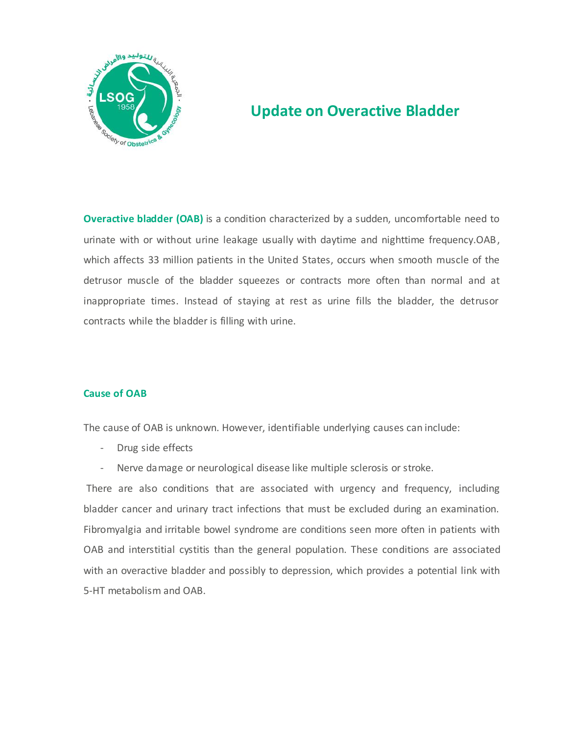# Update on Overactive Bladder

**Overactive bladder (OAB)** is a condition characterized by a sudden, uncomfortable need to urinate with or without urine leakage usually with daytime and nighttime frequency.OAB, which affects 33 million patients in the United States, occurs when smooth muscle of the detrusor muscle of the bladder squeezes or contracts more often than normal and at inappropriate times. Instead of staying at rest as urine fills the bladder, the detrusor contracts while the bladder is filling with urine.

## Cause of OAB

The cause of OAB is unknown. However, identifiable underlying causes can include:

- Drug side effects
- Nerve damage or neurological disease like multiple sclerosis or stroke.

There are also conditions that are associated with urgency and frequency, including bladder cancer and urinary tract infections that must be excluded during an examination. Fibromyalgia and irritable bowel syndrome are conditions seen more often in patients with OAB and interstitial cystitis than the general population. These conditions are associated with an overactive bladder and possibly to depression, which provides a potential link with 5-HT metabolism and OAB.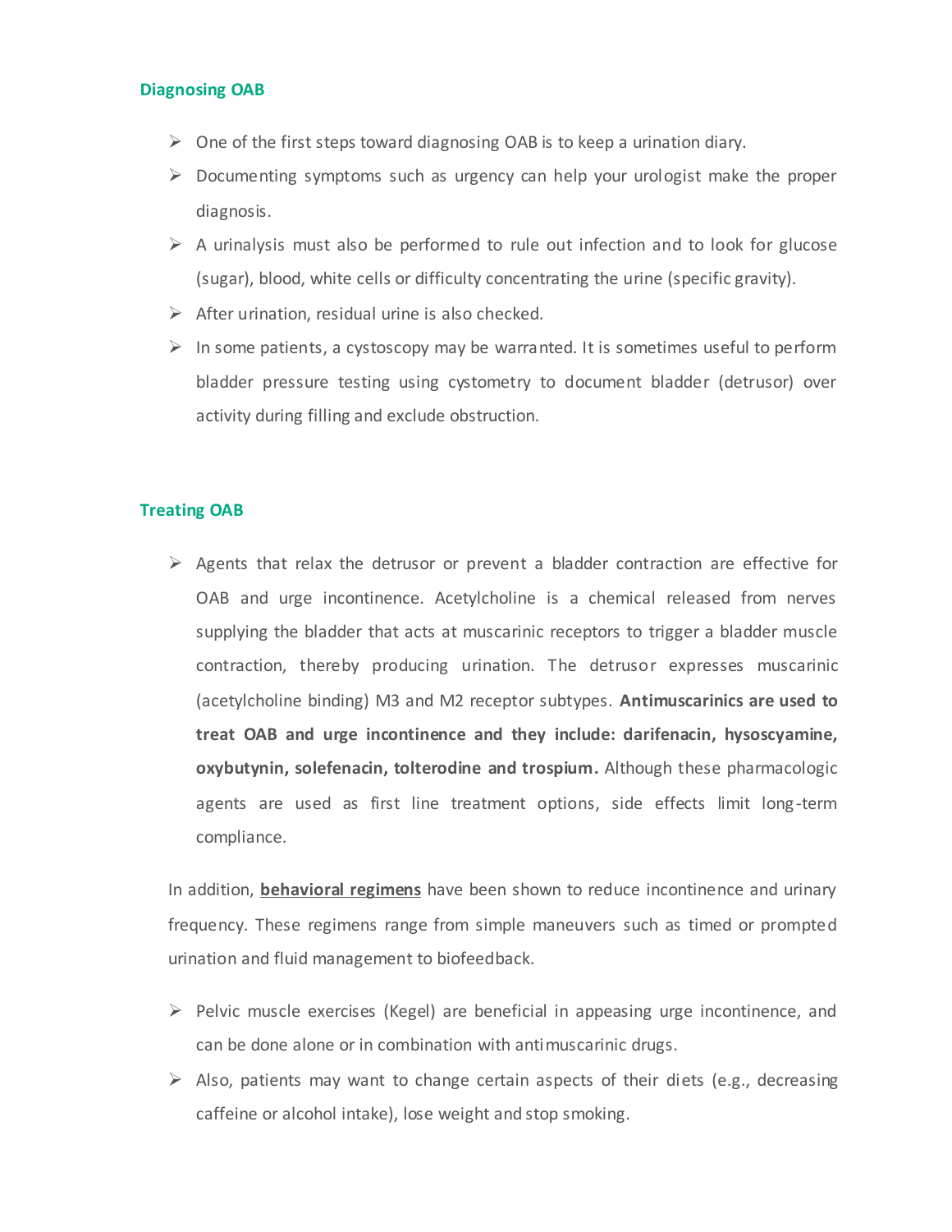## Diagnosing OAB

- One of the first steps toward diagnosing OAB is to keep a urination diary.
- Documenting symptoms such as urgency can help your urologist make the proper diagnosis.
- A urinalysis must also be performed to rule out infection and to look for glucose (sugar), blood, white cells or difficulty concentrating the urine (specific gravity).
- After urination, residual urine is also checked.
- In some patients, a cystoscopy may be warranted. It is sometimes useful to perform bladder pressure testing using cystometry to document bladder (detrusor) over activity during filling and exclude obstruction.

## Treating OAB

- Agents that relax the detrusor or prevent a bladder contraction are effective for OAB and urge incontinence. Acetylcholine is a chemical released from nerves supplying the bladder that acts at muscarinic receptors to trigger a bladder muscle contraction, thereby producing urination. The detrusor expresses muscarinic (acetylcholine binding) M3 and M2 receptor subtypes. **Antimuscarinics are used to treat OAB and urge incontinence and they include: darifenacin, hysoscyamine, oxybutynin, solefenacin, tolterodine and trospium.** Although these pharmacologic agents are used as first line treatment options, side effects limit long-term compliance.

In addition, **behavioral regimens** have been shown to reduce incontinence and urinary frequency. These regimens range from simple maneuvers such as timed or prompted urination and fluid management to biofeedback.

- Pelvic muscle exercises (Kegel) are beneficial in appeasing urge incontinence, and can be done alone or in combination with antimuscarinic drugs.
- Also, patients may want to change certain aspects of their diets (e.g., decreasing caffeine or alcohol intake), lose weight and stop smoking.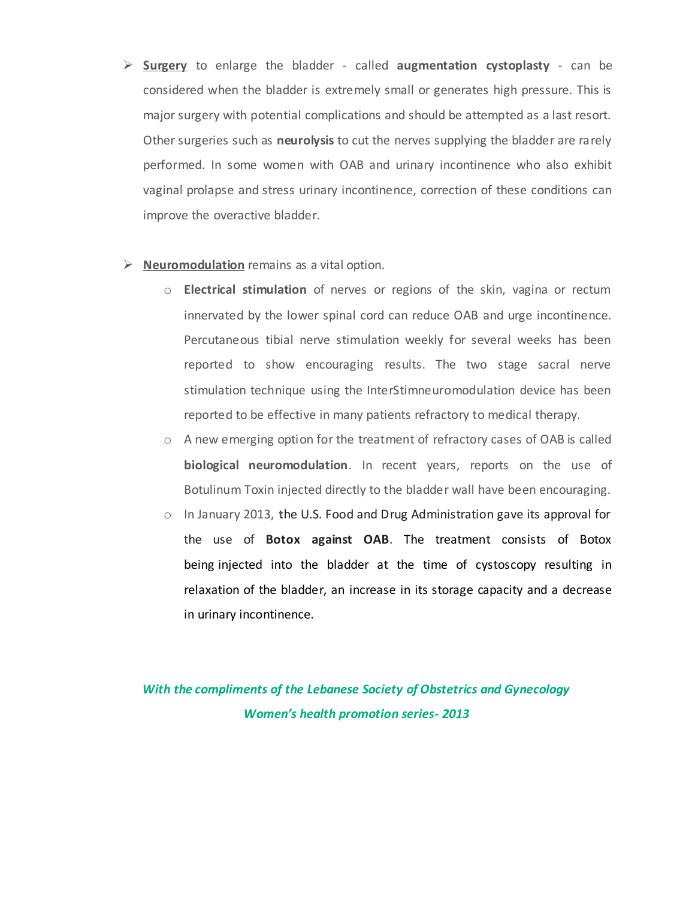- **Surgery** to enlarge the bladder - called **augmentation cystoplasty** - can be considered when the bladder is extremely small or generates high pressure. This is major surgery with potential complications and should be attempted as a last resort. Other surgeries such as **neurolysis** to cut the nerves supplying the bladder are rarely performed. In some women with OAB and urinary incontinence who also exhibit vaginal prolapse and stress urinary incontinence, correction of these conditions can improve the overactive bladder.

- **Neuromodulation** remains as a vital option.
  - **Electrical stimulation** of nerves or regions of the skin, vagina or rectum innervated by the lower spinal cord can reduce OAB and urge incontinence. Percutaneous tibial nerve stimulation weekly for several weeks has been reported to show encouraging results. The two stage sacral nerve stimulation technique using the InterStimneuromodulation device has been reported to be effective in many patients refractory to medical therapy.
  - A new emerging option for the treatment of refractory cases of OAB is called **biological neuromodulation**. In recent years, reports on the use of Botulinum Toxin injected directly to the bladder wall have been encouraging.
  - In January 2013, the U.S. Food and Drug Administration gave its approval for the use of **Botox against OAB**. The treatment consists of Botox being injected into the bladder at the time of cystoscopy resulting in relaxation of the bladder, an increase in its storage capacity and a decrease in urinary incontinence.

***With the compliments of the Lebanese Society of Obstetrics and Gynecology***

***Women's health promotion series- 2013***